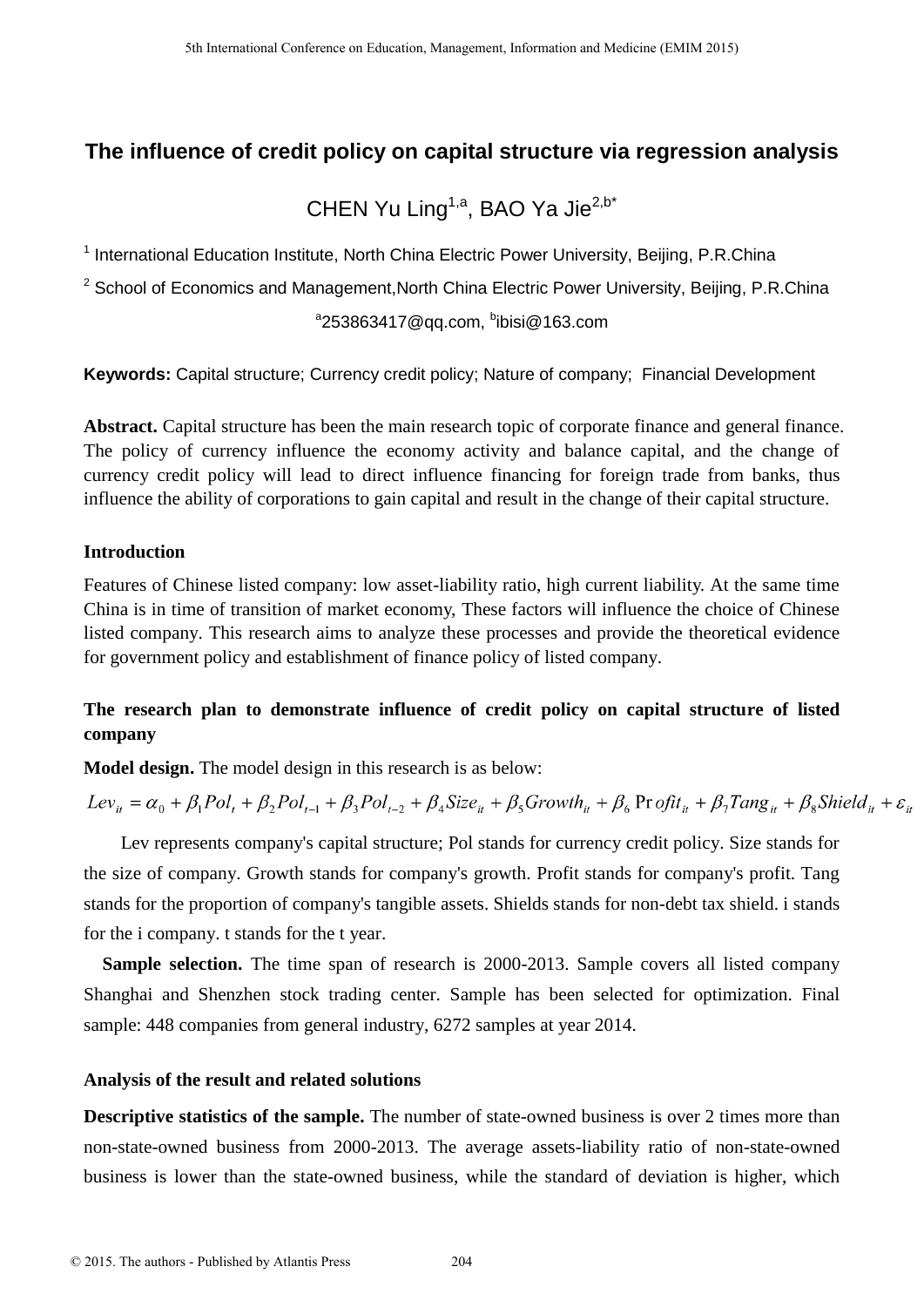# The influence of credit policy on capital structure via regression analysis

CHEN Yu Ling[1,a], BAO Ya Jie[2,b*]

[1] International Education Institute, North China Electric Power University, Beijing, P.R.China

[2] School of Economics and Management,North China Electric Power University, Beijing, P.R.China

[a]253863417@qq.com, [b]ibisi@163.com

**Keywords:** Capital structure; Currency credit policy; Nature of company; Financial Development

**Abstract.** Capital structure has been the main research topic of corporate finance and general finance. The policy of currency influence the economy activity and balance capital, and the change of currency credit policy will lead to direct influence financing for foreign trade from banks, thus influence the ability of corporations to gain capital and result in the change of their capital structure.

## Introduction

Features of Chinese listed company: low asset-liability ratio, high current liability. At the same time China is in time of transition of market economy, These factors will influence the choice of Chinese listed company. This research aims to analyze these processes and provide the theoretical evidence for government policy and establishment of finance policy of listed company.

## The research plan to demonstrate influence of credit policy on capital structure of listed company

**Model design.** The model design in this research is as below:

$$Lev_{it} = \alpha_0 + \beta_1 Pol_t + \beta_2 Pol_{t-1} + \beta_3 Pol_{t-2} + \beta_4 Size_{it} + \beta_5 Growth_{it} + \beta_6 Profit_{it} + \beta_7 Tang_{it} + \beta_8 Shield_{it} + \varepsilon_{it}$$

Lev represents company's capital structure; Pol stands for currency credit policy. Size stands for the size of company. Growth stands for company's growth. Profit stands for company's profit. Tang stands for the proportion of company's tangible assets. Shields stands for non-debt tax shield. i stands for the i company. t stands for the t year.

**Sample selection.** The time span of research is 2000-2013. Sample covers all listed company Shanghai and Shenzhen stock trading center. Sample has been selected for optimization. Final sample: 448 companies from general industry, 6272 samples at year 2014.

## Analysis of the result and related solutions

**Descriptive statistics of the sample.** The number of state-owned business is over 2 times more than non-state-owned business from 2000-2013. The average assets-liability ratio of non-state-owned business is lower than the state-owned business, while the standard of deviation is higher, which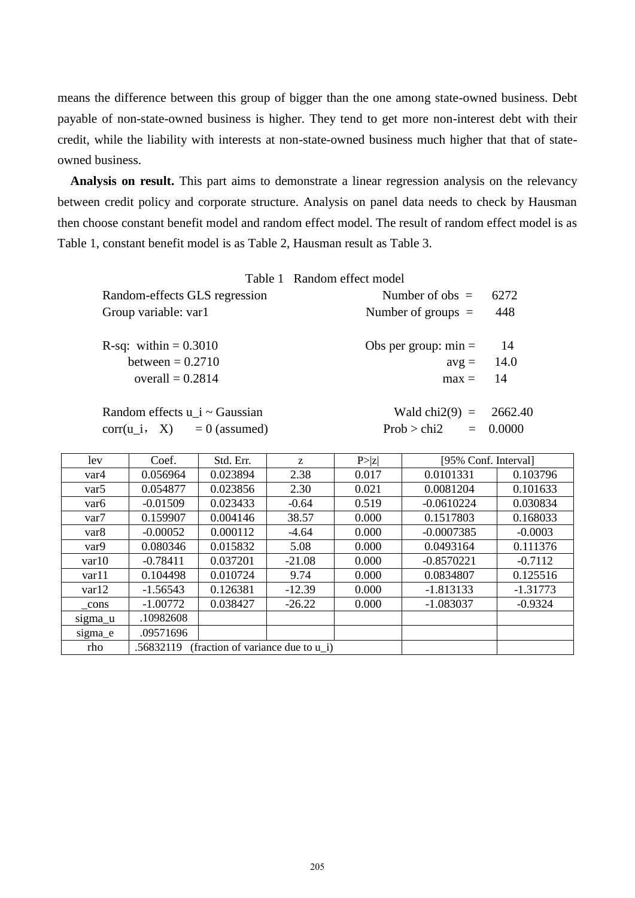means the difference between this group of bigger than the one among state-owned business. Debt payable of non-state-owned business is higher. They tend to get more non-interest debt with their credit, while the liability with interests at non-state-owned business much higher that that of state-owned business.

**Analysis on result.** This part aims to demonstrate a linear regression analysis on the relevancy between credit policy and corporate structure. Analysis on panel data needs to check by Hausman then choose constant benefit model and random effect model. The result of random effect model is as Table 1, constant benefit model is as Table 2, Hausman result as Table 3.

Table 1 Random effect model

```
Random-effects GLS regression                 Number of obs  =    6272
Group variable: var1                          Number of groups =   448

R-sq:  within = 0.3010                        Obs per group: min =   14
       between = 0.2710                                      avg =  14.0
       overall = 0.2814                                      max =   14

Random effects u_i ~ Gaussian                 Wald chi2(9)  =   2662.40
corr(u_i， X)    = 0 (assumed)                Prob > chi2   =   0.0000
```

| lev | Coef. | Std. Err. | z | P>\|z\| | [95% Conf. Interval] | |
|---|---|---|---|---|---|---|
| var4 | 0.056964 | 0.023894 | 2.38 | 0.017 | 0.0101331 | 0.103796 |
| var5 | 0.054877 | 0.023856 | 2.30 | 0.021 | 0.0081204 | 0.101633 |
| var6 | -0.01509 | 0.023433 | -0.64 | 0.519 | -0.0610224 | 0.030834 |
| var7 | 0.159907 | 0.004146 | 38.57 | 0.000 | 0.1517803 | 0.168033 |
| var8 | -0.00052 | 0.000112 | -4.64 | 0.000 | -0.0007385 | -0.0003 |
| var9 | 0.080346 | 0.015832 | 5.08 | 0.000 | 0.0493164 | 0.111376 |
| var10 | -0.78411 | 0.037201 | -21.08 | 0.000 | -0.8570221 | -0.7112 |
| var11 | 0.104498 | 0.010724 | 9.74 | 0.000 | 0.0834807 | 0.125516 |
| var12 | -1.56543 | 0.126381 | -12.39 | 0.000 | -1.813133 | -1.31773 |
| _cons | -1.00772 | 0.038427 | -26.22 | 0.000 | -1.083037 | -0.9324 |
| sigma_u | .10982608 | | | | | |
| sigma_e | .09571696 | | | | | |
| rho | .56832119 (fraction of variance due to u_i) | | | | | |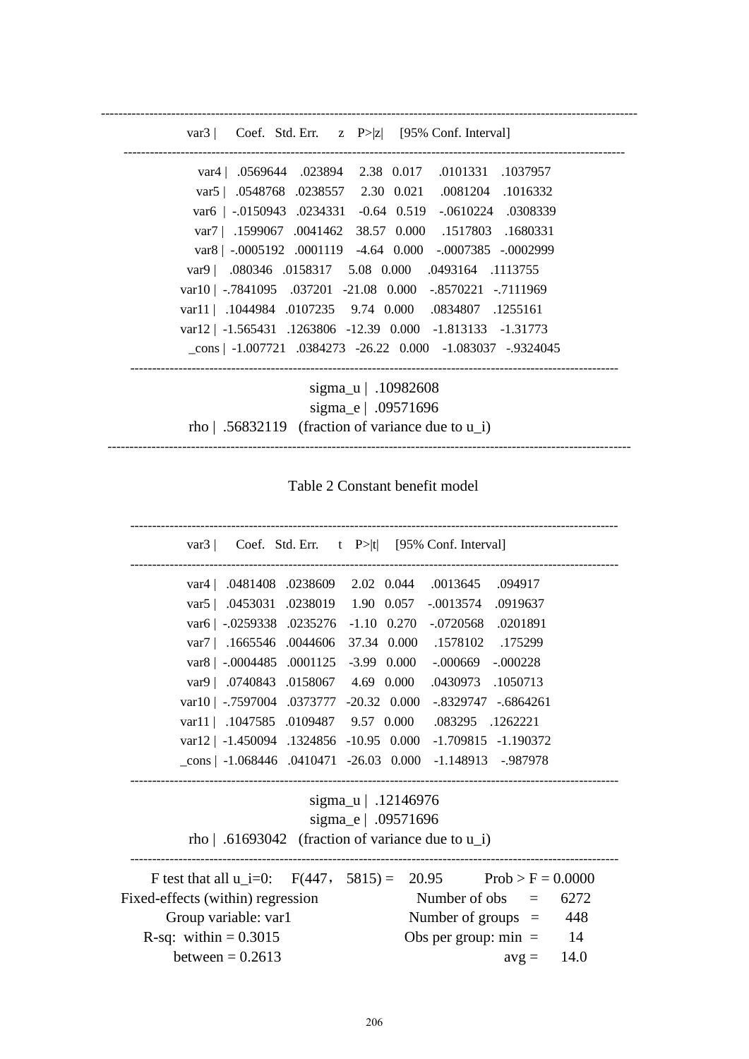| var3 | Coef. | Std. Err. | z | P>\|z\| | [95% Conf. Interval] | |
|---|---|---|---|---|---|---|
| var4 | .0569644 | .023894 | 2.38 | 0.017 | .0101331 | .1037957 |
| var5 | .0548768 | .0238557 | 2.30 | 0.021 | .0081204 | .1016332 |
| var6 | -.0150943 | .0234331 | -0.64 | 0.519 | -.0610224 | .0308339 |
| var7 | .1599067 | .0041462 | 38.57 | 0.000 | .1517803 | .1680331 |
| var8 | -.0005192 | .0001119 | -4.64 | 0.000 | -.0007385 | -.0002999 |
| var9 | .080346 | .0158317 | 5.08 | 0.000 | .0493164 | .1113755 |
| var10 | -.7841095 | .037201 | -21.08 | 0.000 | -.8570221 | -.7111969 |
| var11 | .1044984 | .0107235 | 9.74 | 0.000 | .0834807 | .1255161 |
| var12 | -1.565431 | .1263806 | -12.39 | 0.000 | -1.813133 | -1.31773 |
| _cons | -1.007721 | .0384273 | -26.22 | 0.000 | -1.083037 | -.9324045 |
| sigma_u | .10982608 | | | | | |
| sigma_e | .09571696 | | | | | |
| rho | .56832119 (fraction of variance due to u_i) | | | | | |

Table 2 Constant benefit model

| var3 | Coef. | Std. Err. | t | P>\|t\| | [95% Conf. Interval] | |
|---|---|---|---|---|---|---|
| var4 | .0481408 | .0238609 | 2.02 | 0.044 | .0013645 | .094917 |
| var5 | .0453031 | .0238019 | 1.90 | 0.057 | -.0013574 | .0919637 |
| var6 | -.0259338 | .0235276 | -1.10 | 0.270 | -.0720568 | .0201891 |
| var7 | .1665546 | .0044606 | 37.34 | 0.000 | .1578102 | .175299 |
| var8 | -.0004485 | .0001125 | -3.99 | 0.000 | -.000669 | -.000228 |
| var9 | .0740843 | .0158067 | 4.69 | 0.000 | .0430973 | .1050713 |
| var10 | -.7597004 | .0373777 | -20.32 | 0.000 | -.8329747 | -.6864261 |
| var11 | .1047585 | .0109487 | 9.57 | 0.000 | .083295 | .1262221 |
| var12 | -1.450094 | .1324856 | -10.95 | 0.000 | -1.709815 | -1.190372 |
| _cons | -1.068446 | .0410471 | -26.03 | 0.000 | -1.148913 | -.987978 |
| sigma_u | .12146976 | | | | | |
| sigma_e | .09571696 | | | | | |
| rho | .61693042 (fraction of variance due to u_i) | | | | | |

F test that all u_i=0: $F(447，5815)$ = 20.95 Prob > F = 0.0000

| | |
|---|---|
| Fixed-effects (within) regression | Number of obs = 6272 |
| Group variable: var1 | Number of groups = 448 |
| R-sq: within = 0.3015 | Obs per group: min = 14 |
| between = 0.2613 | avg = 14.0 |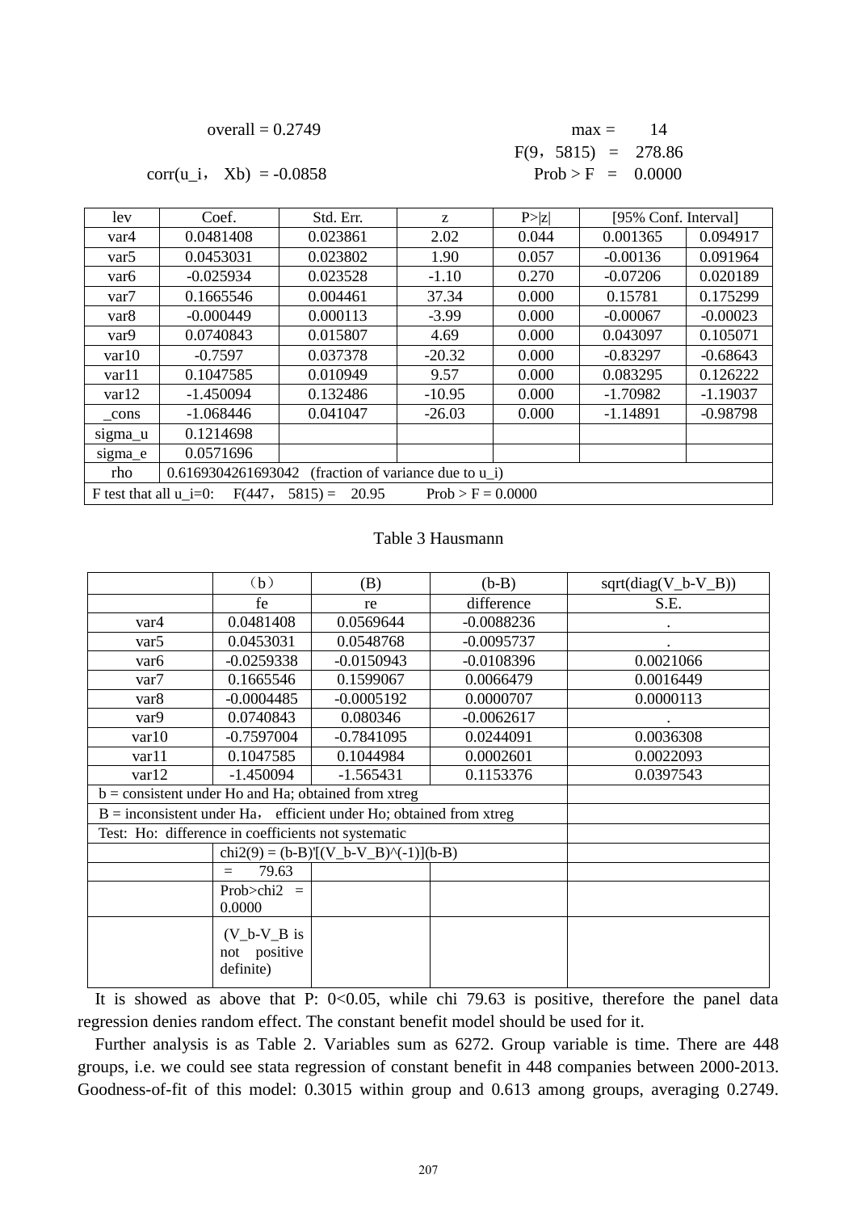overall = 0.2749 max = 14

F(9，5815) = 278.86

corr(u_i， Xb) = -0.0858 Prob > F = 0.0000

| lev | Coef. | Std. Err. | z | P>\|z\| | [95% Conf. Interval] | |
|---|---|---|---|---|---|---|
| var4 | 0.0481408 | 0.023861 | 2.02 | 0.044 | 0.001365 | 0.094917 |
| var5 | 0.0453031 | 0.023802 | 1.90 | 0.057 | -0.00136 | 0.091964 |
| var6 | -0.025934 | 0.023528 | -1.10 | 0.270 | -0.07206 | 0.020189 |
| var7 | 0.1665546 | 0.004461 | 37.34 | 0.000 | 0.15781 | 0.175299 |
| var8 | -0.000449 | 0.000113 | -3.99 | 0.000 | -0.00067 | -0.00023 |
| var9 | 0.0740843 | 0.015807 | 4.69 | 0.000 | 0.043097 | 0.105071 |
| var10 | -0.7597 | 0.037378 | -20.32 | 0.000 | -0.83297 | -0.68643 |
| var11 | 0.1047585 | 0.010949 | 9.57 | 0.000 | 0.083295 | 0.126222 |
| var12 | -1.450094 | 0.132486 | -10.95 | 0.000 | -1.70982 | -1.19037 |
| _cons | -1.068446 | 0.041047 | -26.03 | 0.000 | -1.14891 | -0.98798 |
| sigma_u | 0.1214698 | | | | | |
| sigma_e | 0.0571696 | | | | | |
| rho | 0.6169304261693042 (fraction of variance due to u_i) | | | | | |
| F test that all u_i=0: F(447， 5815) = 20.95 Prob > F = 0.0000 | | | | | | |

Table 3 Hausmann

| | (b) | (B) | (b-B) | sqrt(diag(V_b-V_B)) |
|---|---|---|---|---|
| | fe | re | difference | S.E. |
| var4 | 0.0481408 | 0.0569644 | -0.0088236 | . |
| var5 | 0.0453031 | 0.0548768 | -0.0095737 | . |
| var6 | -0.0259338 | -0.0150943 | -0.0108396 | 0.0021066 |
| var7 | 0.1665546 | 0.1599067 | 0.0066479 | 0.0016449 |
| var8 | -0.0004485 | -0.0005192 | 0.0000707 | 0.0000113 |
| var9 | 0.0740843 | 0.080346 | -0.0062617 | . |
| var10 | -0.7597004 | -0.7841095 | 0.0244091 | 0.0036308 |
| var11 | 0.1047585 | 0.1044984 | 0.0002601 | 0.0022093 |
| var12 | -1.450094 | -1.565431 | 0.1153376 | 0.0397543 |
| b = consistent under Ho and Ha; obtained from xtreg | | | | |
| B = inconsistent under Ha， efficient under Ho; obtained from xtreg | | | | |
| Test: Ho: difference in coefficients not systematic | | | | |
| | chi2(9) = (b-B)'[(V_b-V_B)^(-1)](b-B) | | | |
| | = 79.63 | | | |
| | Prob>chi2 = 0.0000 | | | |
| | (V_b-V_B is not positive definite) | | | |

It is showed as above that P: 0<0.05, while chi 79.63 is positive, therefore the panel data regression denies random effect. The constant benefit model should be used for it.

Further analysis is as Table 2. Variables sum as 6272. Group variable is time. There are 448 groups, i.e. we could see stata regression of constant benefit in 448 companies between 2000-2013. Goodness-of-fit of this model: 0.3015 within group and 0.613 among groups, averaging 0.2749.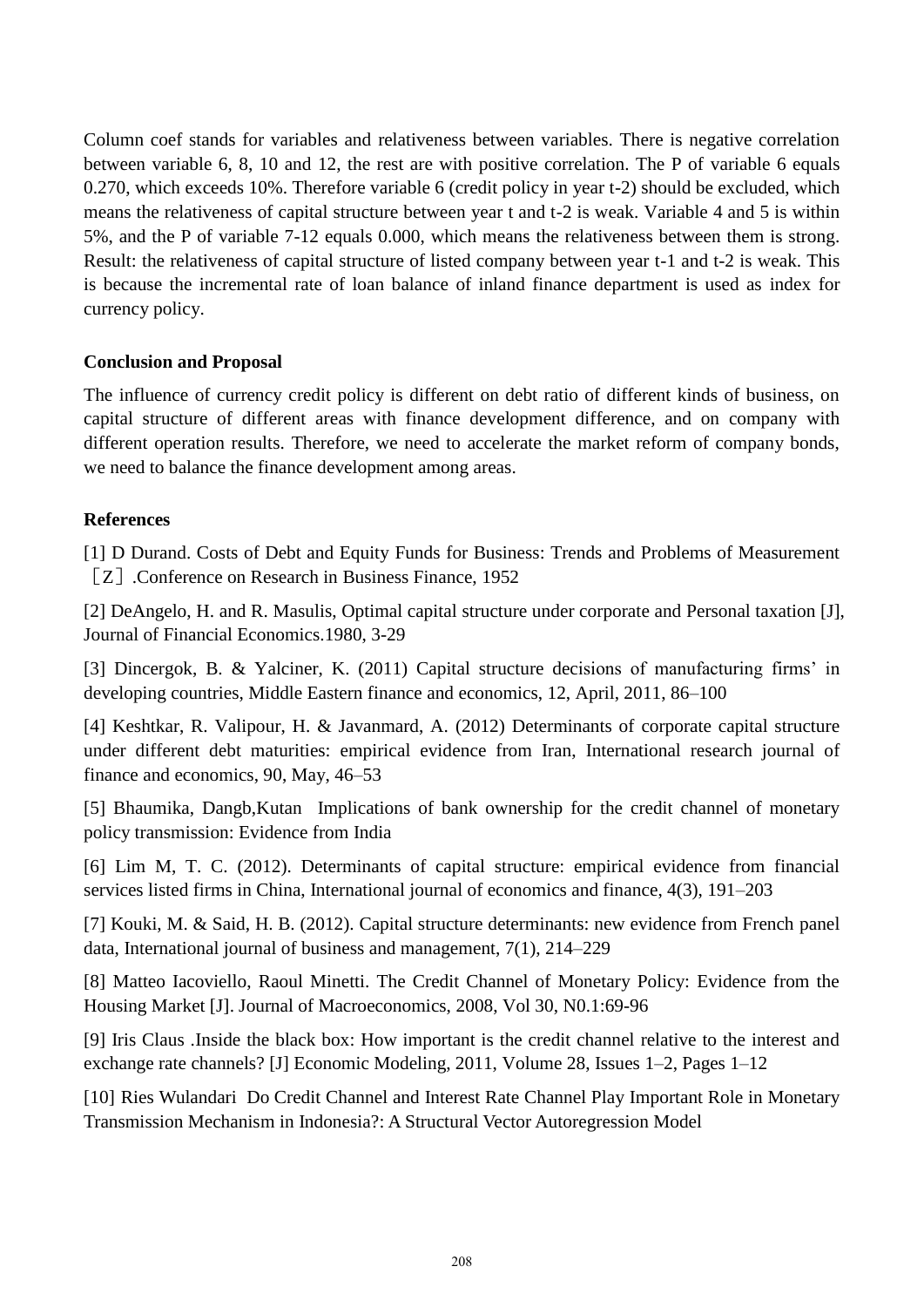Column coef stands for variables and relativeness between variables. There is negative correlation between variable 6, 8, 10 and 12, the rest are with positive correlation. The P of variable 6 equals 0.270, which exceeds 10%. Therefore variable 6 (credit policy in year t-2) should be excluded, which means the relativeness of capital structure between year t and t-2 is weak. Variable 4 and 5 is within 5%, and the P of variable 7-12 equals 0.000, which means the relativeness between them is strong. Result: the relativeness of capital structure of listed company between year t-1 and t-2 is weak. This is because the incremental rate of loan balance of inland finance department is used as index for currency policy.

**Conclusion and Proposal**

The influence of currency credit policy is different on debt ratio of different kinds of business, on capital structure of different areas with finance development difference, and on company with different operation results. Therefore, we need to accelerate the market reform of company bonds, we need to balance the finance development among areas.

**References**

[1] D Durand. Costs of Debt and Equity Funds for Business: Trends and Problems of Measurement ［Z］.Conference on Research in Business Finance, 1952

[2] DeAngelo, H. and R. Masulis, Optimal capital structure under corporate and Personal taxation [J], Journal of Financial Economics.1980, 3-29

[3] Dincergok, B. & Yalciner, K. (2011) Capital structure decisions of manufacturing firms' in developing countries, Middle Eastern finance and economics, 12, April, 2011, 86–100

[4] Keshtkar, R. Valipour, H. & Javanmard, A. (2012) Determinants of corporate capital structure under different debt maturities: empirical evidence from Iran, International research journal of finance and economics, 90, May, 46–53

[5] Bhaumika, Dangb,Kutan Implications of bank ownership for the credit channel of monetary policy transmission: Evidence from India

[6] Lim M, T. C. (2012). Determinants of capital structure: empirical evidence from financial services listed firms in China, International journal of economics and finance, 4(3), 191–203

[7] Kouki, M. & Said, H. B. (2012). Capital structure determinants: new evidence from French panel data, International journal of business and management, 7(1), 214–229

[8] Matteo Iacoviello, Raoul Minetti. The Credit Channel of Monetary Policy: Evidence from the Housing Market [J]. Journal of Macroeconomics, 2008, Vol 30, N0.1:69-96

[9] Iris Claus .Inside the black box: How important is the credit channel relative to the interest and exchange rate channels? [J] Economic Modeling, 2011, Volume 28, Issues 1–2, Pages 1–12

[10] Ries Wulandari Do Credit Channel and Interest Rate Channel Play Important Role in Monetary Transmission Mechanism in Indonesia?: A Structural Vector Autoregression Model